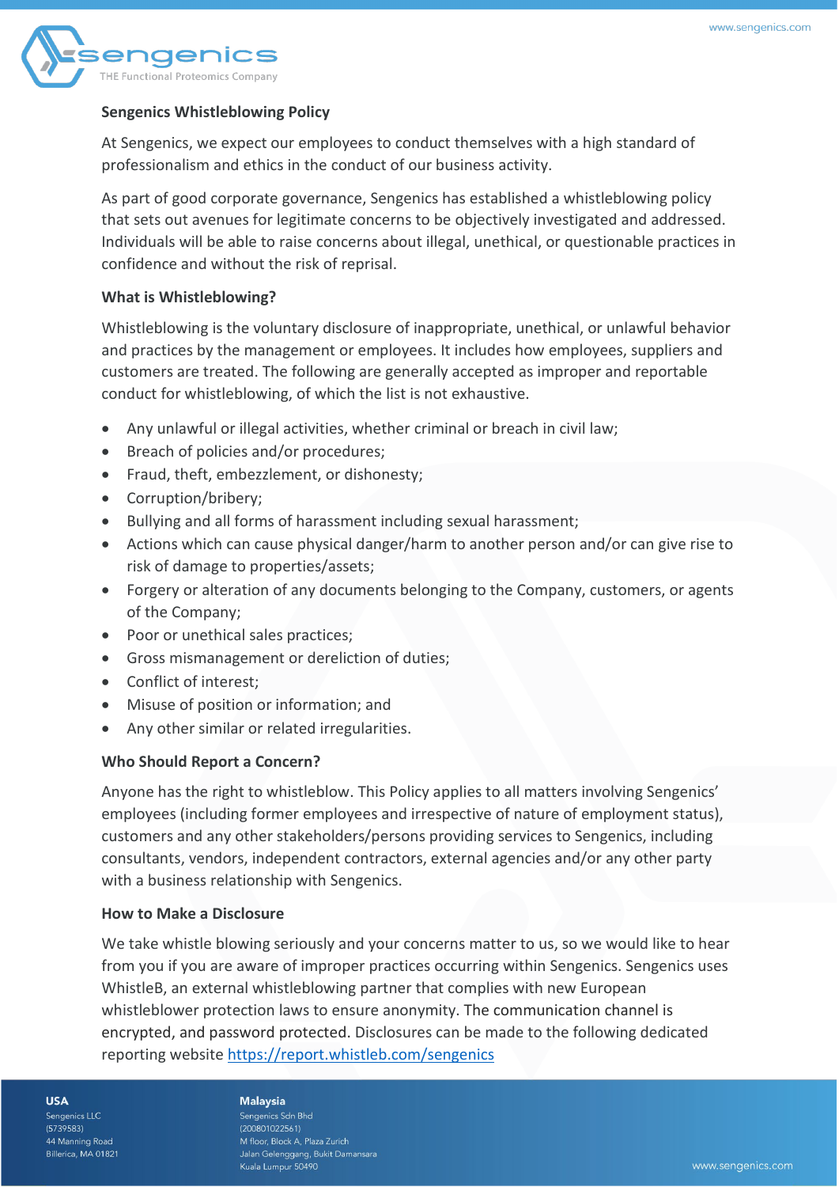## Sengenics Whistleblowing Policy

At Sengenics, we expect our employees to conduct themselves with a high standard of professionalism and ethics in the conduct of our business activity.

As part of good corporate governance, Sengenics has established a whistleblowing policy that sets out avenues for legitimate concerns to be objectively investigated and addressed. Individuals will be able to raise concerns about illegal, unethical, or questionable practices in confidence and without the risk of reprisal.

### What is Whistleblowing?

Whistleblowing is the voluntary disclosure of inappropriate, unethical, or unlawful behavior and practices by the management or employees. It includes how employees, suppliers and customers are treated. The following are generally accepted as improper and reportable conduct for whistleblowing, of which the list is not exhaustive.

- Any unlawful or illegal activities, whether criminal or breach in civil law;
- Breach of policies and/or procedures;
- Fraud, theft, embezzlement, or dishonesty;
- Corruption/bribery;
- Bullying and all forms of harassment including sexual harassment;
- Actions which can cause physical danger/harm to another person and/or can give rise to risk of damage to properties/assets;
- Forgery or alteration of any documents belonging to the Company, customers, or agents of the Company;
- Poor or unethical sales practices;
- Gross mismanagement or dereliction of duties;
- Conflict of interest;
- Misuse of position or information; and
- Any other similar or related irregularities.

### Who Should Report a Concern?

Anyone has the right to whistleblow. This Policy applies to all matters involving Sengenics' employees (including former employees and irrespective of nature of employment status), customers and any other stakeholders/persons providing services to Sengenics, including consultants, vendors, independent contractors, external agencies and/or any other party with a business relationship with Sengenics.

### How to Make a Disclosure

We take whistle blowing seriously and your concerns matter to us, so we would like to hear from you if you are aware of improper practices occurring within Sengenics. Sengenics uses WhistleB, an external whistleblowing partner that complies with new European whistleblower protection laws to ensure anonymity. The communication channel is encrypted, and password protected. Disclosures can be made to the following dedicated reporting website https://report.whistleb.com/sengenics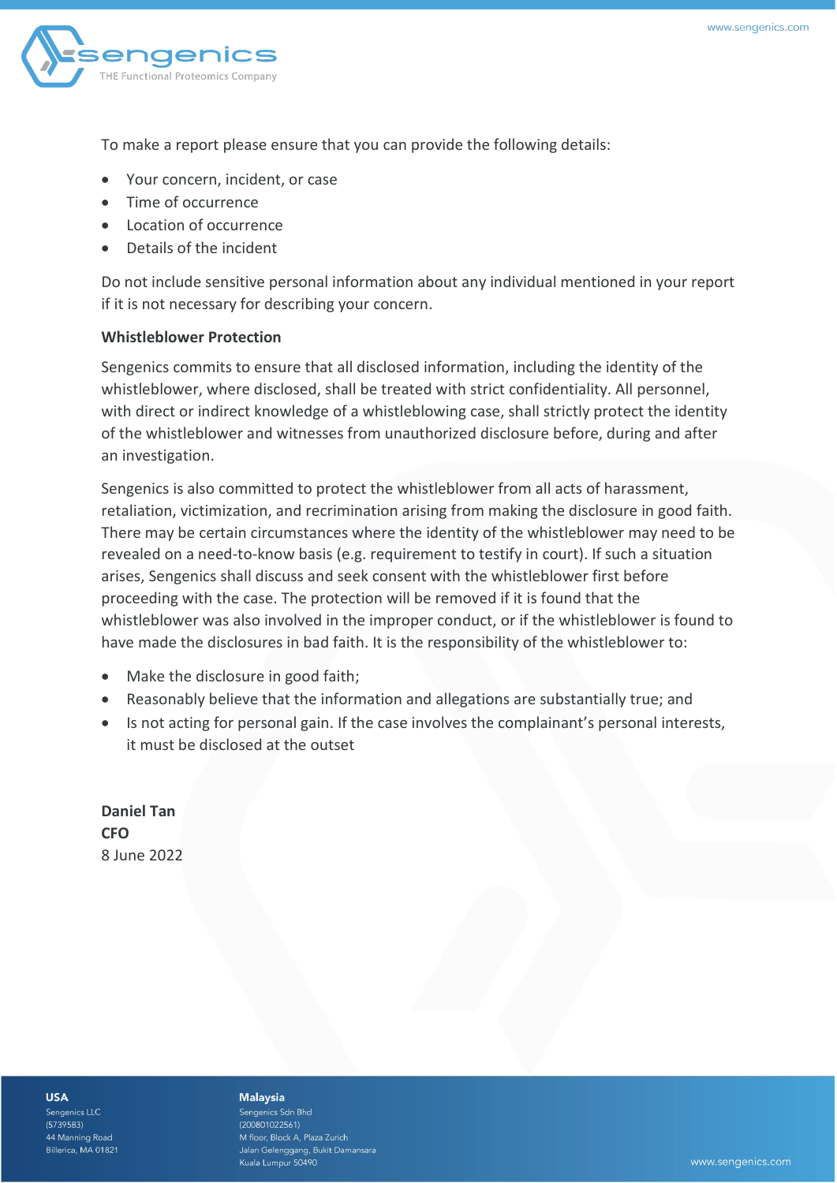To make a report please ensure that you can provide the following details:

- Your concern, incident, or case
- Time of occurrence
- Location of occurrence
- Details of the incident

Do not include sensitive personal information about any individual mentioned in your report if it is not necessary for describing your concern.

**Whistleblower Protection**

Sengenics commits to ensure that all disclosed information, including the identity of the whistleblower, where disclosed, shall be treated with strict confidentiality. All personnel, with direct or indirect knowledge of a whistleblowing case, shall strictly protect the identity of the whistleblower and witnesses from unauthorized disclosure before, during and after an investigation.

Sengenics is also committed to protect the whistleblower from all acts of harassment, retaliation, victimization, and recrimination arising from making the disclosure in good faith. There may be certain circumstances where the identity of the whistleblower may need to be revealed on a need-to-know basis (e.g. requirement to testify in court). If such a situation arises, Sengenics shall discuss and seek consent with the whistleblower first before proceeding with the case. The protection will be removed if it is found that the whistleblower was also involved in the improper conduct, or if the whistleblower is found to have made the disclosures in bad faith. It is the responsibility of the whistleblower to:

- Make the disclosure in good faith;
- Reasonably believe that the information and allegations are substantially true; and
- Is not acting for personal gain. If the case involves the complainant's personal interests, it must be disclosed at the outset

**Daniel Tan**
**CFO**
8 June 2022

**USA**
Sengenics LLC
(5739583)
44 Manning Road
Billerica, MA 01821

**Malaysia**
Sengenics Sdn Bhd
(200801022561)
M floor, Block A, Plaza Zurich
Jalan Gelenggang, Bukit Damansara
Kuala Lumpur 50490

www.sengenics.com